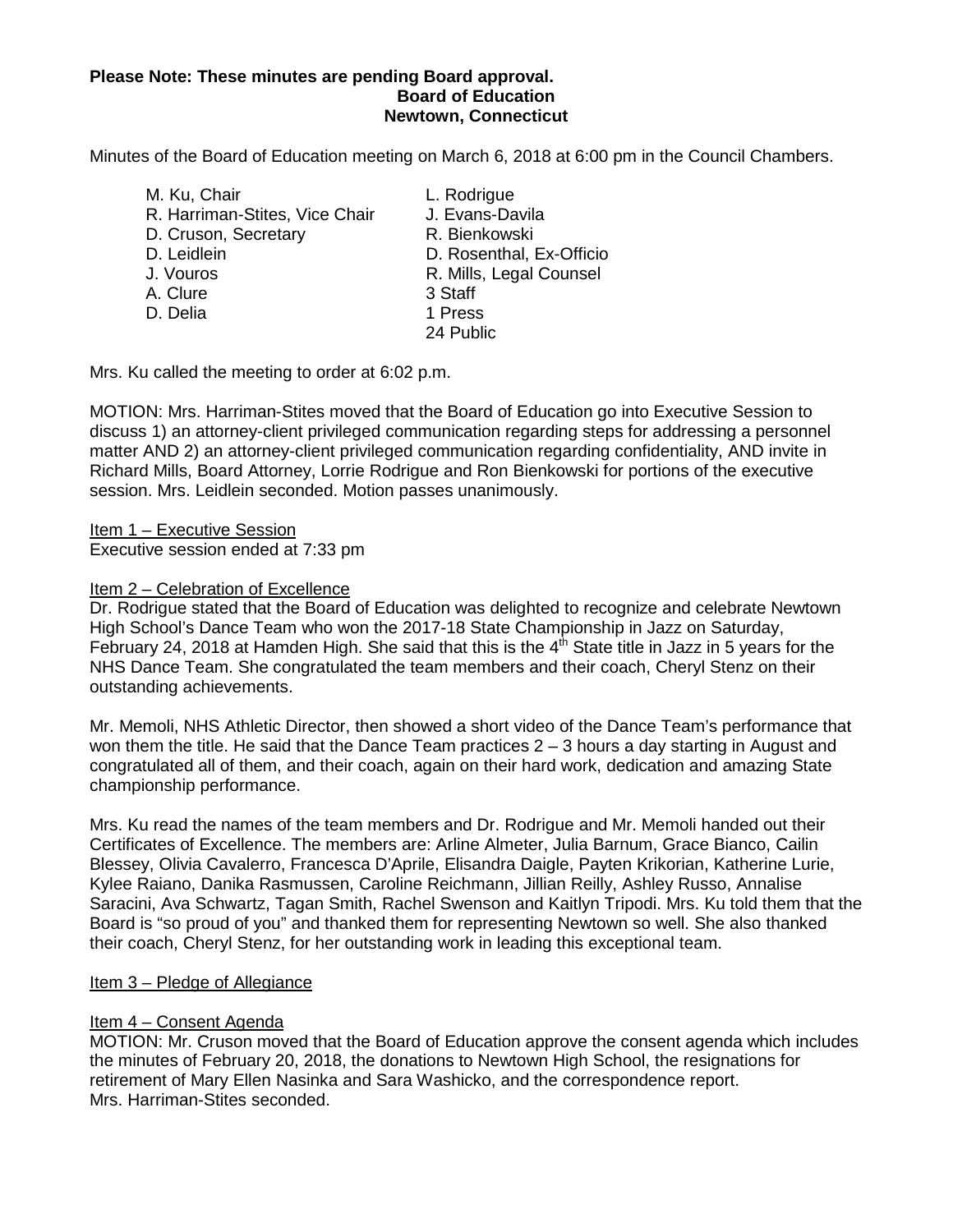**Please Note: These minutes are pending Board approval.**

**Board of Education**
**Newtown, Connecticut**

Minutes of the Board of Education meeting on March 6, 2018 at 6:00 pm in the Council Chambers.

| | |
|---|---|
| M. Ku, Chair | L. Rodrigue |
| R. Harriman-Stites, Vice Chair | J. Evans-Davila |
| D. Cruson, Secretary | R. Bienkowski |
| D. Leidlein | D. Rosenthal, Ex-Officio |
| J. Vouros | R. Mills, Legal Counsel |
| A. Clure | 3 Staff |
| D. Delia | 1 Press |
| | 24 Public |

Mrs. Ku called the meeting to order at 6:02 p.m.

MOTION: Mrs. Harriman-Stites moved that the Board of Education go into Executive Session to discuss 1) an attorney-client privileged communication regarding steps for addressing a personnel matter AND 2) an attorney-client privileged communication regarding confidentiality, AND invite in Richard Mills, Board Attorney, Lorrie Rodrigue and Ron Bienkowski for portions of the executive session. Mrs. Leidlein seconded. Motion passes unanimously.

Item 1 – Executive Session
Executive session ended at 7:33 pm

Item 2 – Celebration of Excellence
Dr. Rodrigue stated that the Board of Education was delighted to recognize and celebrate Newtown High School's Dance Team who won the 2017-18 State Championship in Jazz on Saturday, February 24, 2018 at Hamden High. She said that this is the 4th State title in Jazz in 5 years for the NHS Dance Team. She congratulated the team members and their coach, Cheryl Stenz on their outstanding achievements.

Mr. Memoli, NHS Athletic Director, then showed a short video of the Dance Team's performance that won them the title. He said that the Dance Team practices 2 – 3 hours a day starting in August and congratulated all of them, and their coach, again on their hard work, dedication and amazing State championship performance.

Mrs. Ku read the names of the team members and Dr. Rodrigue and Mr. Memoli handed out their Certificates of Excellence. The members are: Arline Almeter, Julia Barnum, Grace Bianco, Cailin Blessey, Olivia Cavalerro, Francesca D'Aprile, Elisandra Daigle, Payten Krikorian, Katherine Lurie, Kylee Raiano, Danika Rasmussen, Caroline Reichmann, Jillian Reilly, Ashley Russo, Annalise Saracini, Ava Schwartz, Tagan Smith, Rachel Swenson and Kaitlyn Tripodi. Mrs. Ku told them that the Board is "so proud of you" and thanked them for representing Newtown so well. She also thanked their coach, Cheryl Stenz, for her outstanding work in leading this exceptional team.

Item 3 – Pledge of Allegiance

Item 4 – Consent Agenda
MOTION: Mr. Cruson moved that the Board of Education approve the consent agenda which includes the minutes of February 20, 2018, the donations to Newtown High School, the resignations for retirement of Mary Ellen Nasinka and Sara Washicko, and the correspondence report.
Mrs. Harriman-Stites seconded.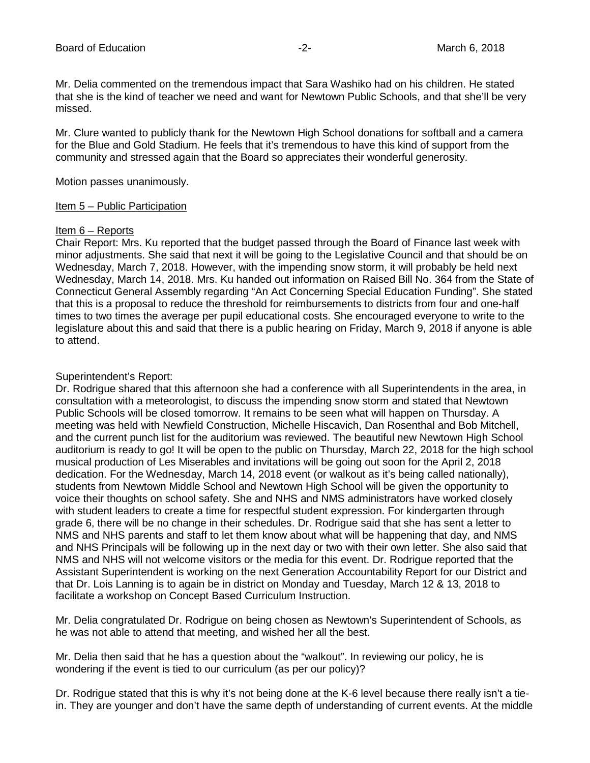Mr. Delia commented on the tremendous impact that Sara Washiko had on his children. He stated that she is the kind of teacher we need and want for Newtown Public Schools, and that she'll be very missed.

Mr. Clure wanted to publicly thank for the Newtown High School donations for softball and a camera for the Blue and Gold Stadium. He feels that it's tremendous to have this kind of support from the community and stressed again that the Board so appreciates their wonderful generosity.

Motion passes unanimously.

Item 5 – Public Participation

Item 6 – Reports

Chair Report: Mrs. Ku reported that the budget passed through the Board of Finance last week with minor adjustments. She said that next it will be going to the Legislative Council and that should be on Wednesday, March 7, 2018. However, with the impending snow storm, it will probably be held next Wednesday, March 14, 2018. Mrs. Ku handed out information on Raised Bill No. 364 from the State of Connecticut General Assembly regarding "An Act Concerning Special Education Funding". She stated that this is a proposal to reduce the threshold for reimbursements to districts from four and one-half times to two times the average per pupil educational costs. She encouraged everyone to write to the legislature about this and said that there is a public hearing on Friday, March 9, 2018 if anyone is able to attend.

Superintendent's Report:

Dr. Rodrigue shared that this afternoon she had a conference with all Superintendents in the area, in consultation with a meteorologist, to discuss the impending snow storm and stated that Newtown Public Schools will be closed tomorrow. It remains to be seen what will happen on Thursday. A meeting was held with Newfield Construction, Michelle Hiscavich, Dan Rosenthal and Bob Mitchell, and the current punch list for the auditorium was reviewed. The beautiful new Newtown High School auditorium is ready to go! It will be open to the public on Thursday, March 22, 2018 for the high school musical production of Les Miserables and invitations will be going out soon for the April 2, 2018 dedication. For the Wednesday, March 14, 2018 event (or walkout as it's being called nationally), students from Newtown Middle School and Newtown High School will be given the opportunity to voice their thoughts on school safety. She and NHS and NMS administrators have worked closely with student leaders to create a time for respectful student expression. For kindergarten through grade 6, there will be no change in their schedules. Dr. Rodrigue said that she has sent a letter to NMS and NHS parents and staff to let them know about what will be happening that day, and NMS and NHS Principals will be following up in the next day or two with their own letter. She also said that NMS and NHS will not welcome visitors or the media for this event. Dr. Rodrigue reported that the Assistant Superintendent is working on the next Generation Accountability Report for our District and that Dr. Lois Lanning is to again be in district on Monday and Tuesday, March 12 & 13, 2018 to facilitate a workshop on Concept Based Curriculum Instruction.

Mr. Delia congratulated Dr. Rodrigue on being chosen as Newtown's Superintendent of Schools, as he was not able to attend that meeting, and wished her all the best.

Mr. Delia then said that he has a question about the "walkout". In reviewing our policy, he is wondering if the event is tied to our curriculum (as per our policy)?

Dr. Rodrigue stated that this is why it's not being done at the K-6 level because there really isn't a tie-in. They are younger and don't have the same depth of understanding of current events. At the middle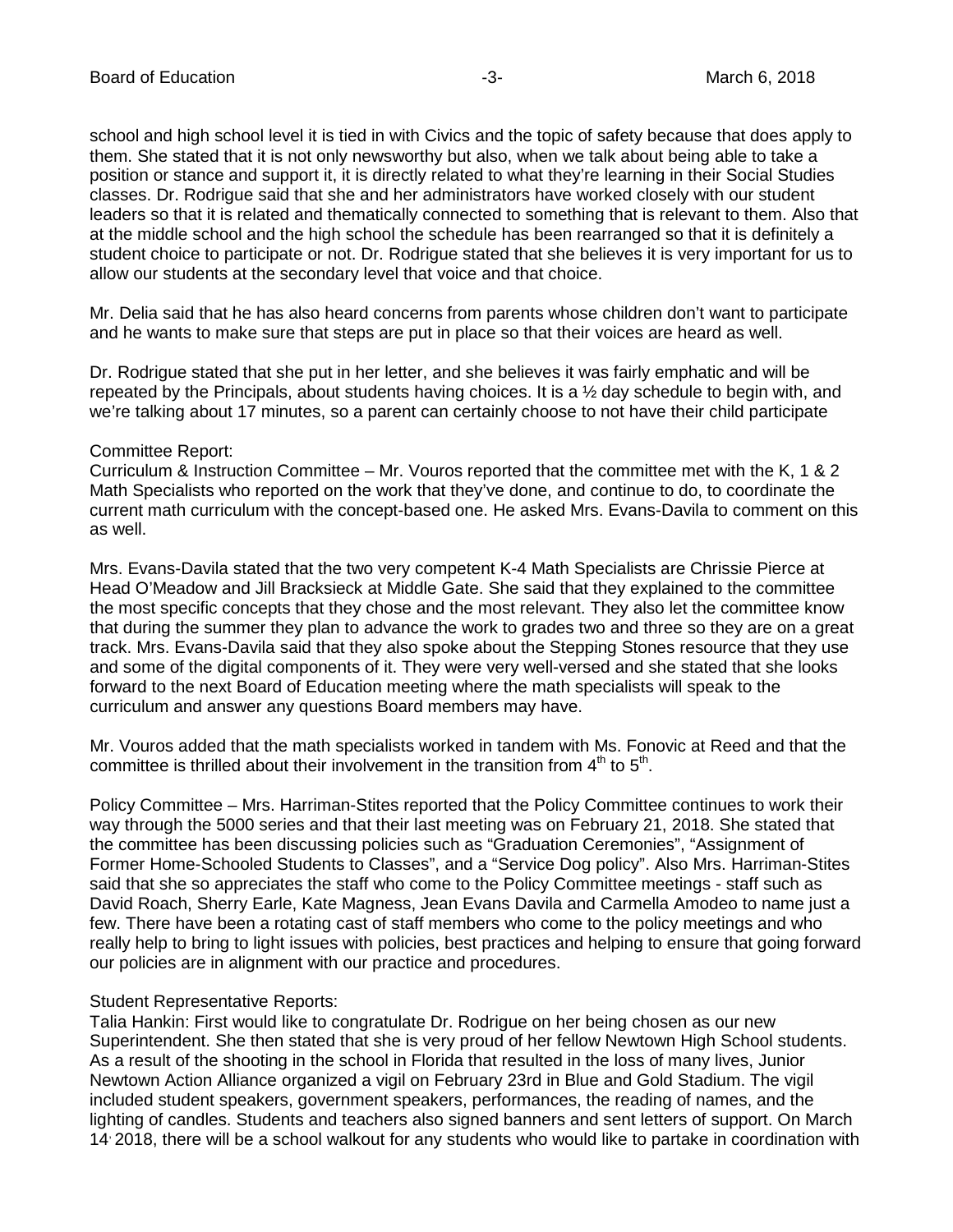school and high school level it is tied in with Civics and the topic of safety because that does apply to them. She stated that it is not only newsworthy but also, when we talk about being able to take a position or stance and support it, it is directly related to what they're learning in their Social Studies classes. Dr. Rodrigue said that she and her administrators have worked closely with our student leaders so that it is related and thematically connected to something that is relevant to them. Also that at the middle school and the high school the schedule has been rearranged so that it is definitely a student choice to participate or not. Dr. Rodrigue stated that she believes it is very important for us to allow our students at the secondary level that voice and that choice.

Mr. Delia said that he has also heard concerns from parents whose children don't want to participate and he wants to make sure that steps are put in place so that their voices are heard as well.

Dr. Rodrigue stated that she put in her letter, and she believes it was fairly emphatic and will be repeated by the Principals, about students having choices. It is a ½ day schedule to begin with, and we're talking about 17 minutes, so a parent can certainly choose to not have their child participate

Committee Report:
Curriculum & Instruction Committee – Mr. Vouros reported that the committee met with the K, 1 & 2 Math Specialists who reported on the work that they've done, and continue to do, to coordinate the current math curriculum with the concept-based one. He asked Mrs. Evans-Davila to comment on this as well.

Mrs. Evans-Davila stated that the two very competent K-4 Math Specialists are Chrissie Pierce at Head O'Meadow and Jill Bracksieck at Middle Gate. She said that they explained to the committee the most specific concepts that they chose and the most relevant. They also let the committee know that during the summer they plan to advance the work to grades two and three so they are on a great track. Mrs. Evans-Davila said that they also spoke about the Stepping Stones resource that they use and some of the digital components of it. They were very well-versed and she stated that she looks forward to the next Board of Education meeting where the math specialists will speak to the curriculum and answer any questions Board members may have.

Mr. Vouros added that the math specialists worked in tandem with Ms. Fonovic at Reed and that the committee is thrilled about their involvement in the transition from 4th to 5th.

Policy Committee – Mrs. Harriman-Stites reported that the Policy Committee continues to work their way through the 5000 series and that their last meeting was on February 21, 2018. She stated that the committee has been discussing policies such as "Graduation Ceremonies", "Assignment of Former Home-Schooled Students to Classes", and a "Service Dog policy". Also Mrs. Harriman-Stites said that she so appreciates the staff who come to the Policy Committee meetings - staff such as David Roach, Sherry Earle, Kate Magness, Jean Evans Davila and Carmella Amodeo to name just a few. There have been a rotating cast of staff members who come to the policy meetings and who really help to bring to light issues with policies, best practices and helping to ensure that going forward our policies are in alignment with our practice and procedures.

Student Representative Reports:
Talia Hankin: First would like to congratulate Dr. Rodrigue on her being chosen as our new Superintendent. She then stated that she is very proud of her fellow Newtown High School students. As a result of the shooting in the school in Florida that resulted in the loss of many lives, Junior Newtown Action Alliance organized a vigil on February 23rd in Blue and Gold Stadium. The vigil included student speakers, government speakers, performances, the reading of names, and the lighting of candles. Students and teachers also signed banners and sent letters of support. On March 14, 2018, there will be a school walkout for any students who would like to partake in coordination with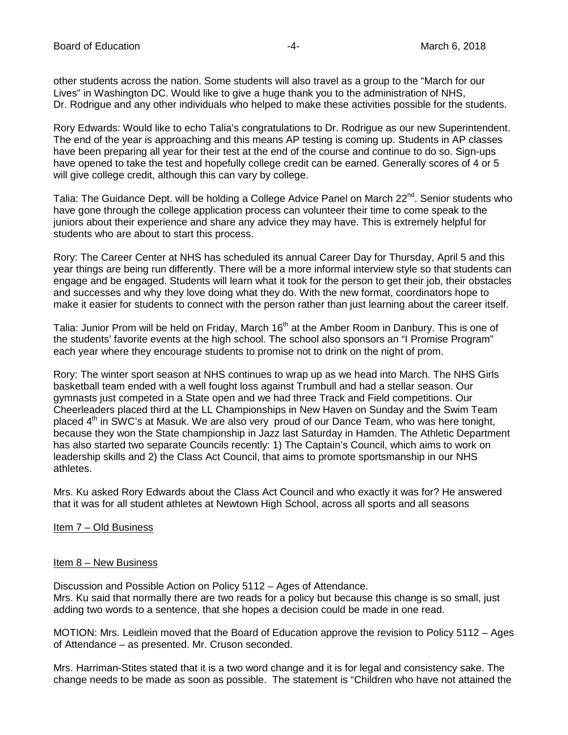other students across the nation. Some students will also travel as a group to the "March for our Lives" in Washington DC. Would like to give a huge thank you to the administration of NHS, Dr. Rodrigue and any other individuals who helped to make these activities possible for the students.

Rory Edwards: Would like to echo Talia's congratulations to Dr. Rodrigue as our new Superintendent. The end of the year is approaching and this means AP testing is coming up. Students in AP classes have been preparing all year for their test at the end of the course and continue to do so. Sign-ups have opened to take the test and hopefully college credit can be earned. Generally scores of 4 or 5 will give college credit, although this can vary by college.

Talia: The Guidance Dept. will be holding a College Advice Panel on March 22nd. Senior students who have gone through the college application process can volunteer their time to come speak to the juniors about their experience and share any advice they may have. This is extremely helpful for students who are about to start this process.

Rory: The Career Center at NHS has scheduled its annual Career Day for Thursday, April 5 and this year things are being run differently. There will be a more informal interview style so that students can engage and be engaged. Students will learn what it took for the person to get their job, their obstacles and successes and why they love doing what they do. With the new format, coordinators hope to make it easier for students to connect with the person rather than just learning about the career itself.

Talia: Junior Prom will be held on Friday, March 16th at the Amber Room in Danbury. This is one of the students' favorite events at the high school. The school also sponsors an "I Promise Program" each year where they encourage students to promise not to drink on the night of prom.

Rory: The winter sport season at NHS continues to wrap up as we head into March. The NHS Girls basketball team ended with a well fought loss against Trumbull and had a stellar season. Our gymnasts just competed in a State open and we had three Track and Field competitions. Our Cheerleaders placed third at the LL Championships in New Haven on Sunday and the Swim Team placed 4th in SWC's at Masuk. We are also very proud of our Dance Team, who was here tonight, because they won the State championship in Jazz last Saturday in Hamden. The Athletic Department has also started two separate Councils recently: 1) The Captain's Council, which aims to work on leadership skills and 2) the Class Act Council, that aims to promote sportsmanship in our NHS athletes.

Mrs. Ku asked Rory Edwards about the Class Act Council and who exactly it was for? He answered that it was for all student athletes at Newtown High School, across all sports and all seasons

Item 7 – Old Business

Item 8 – New Business

Discussion and Possible Action on Policy 5112 – Ages of Attendance.
Mrs. Ku said that normally there are two reads for a policy but because this change is so small, just adding two words to a sentence, that she hopes a decision could be made in one read.

MOTION: Mrs. Leidlein moved that the Board of Education approve the revision to Policy 5112 – Ages of Attendance – as presented. Mr. Cruson seconded.

Mrs. Harriman-Stites stated that it is a two word change and it is for legal and consistency sake. The change needs to be made as soon as possible. The statement is "Children who have not attained the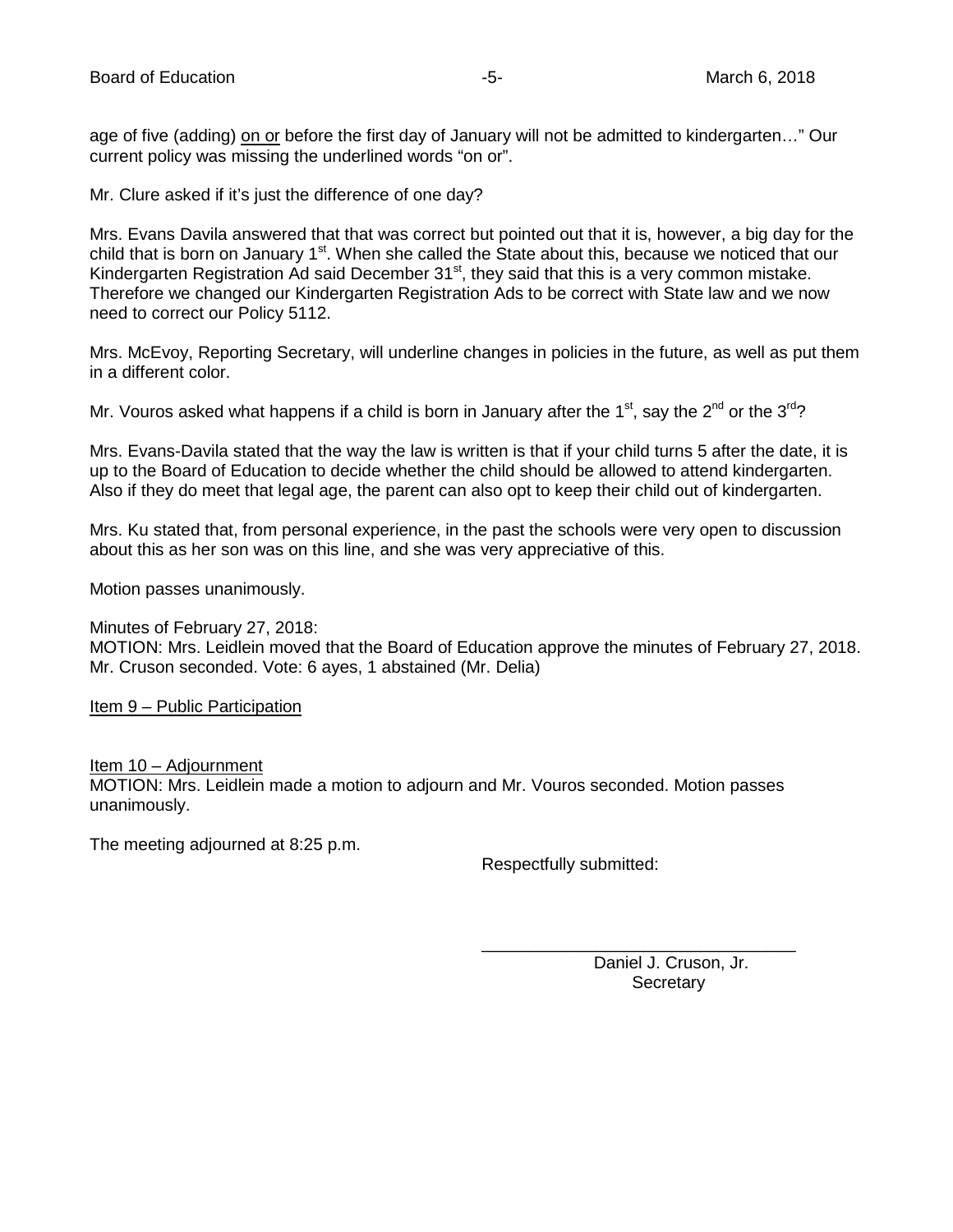age of five (adding) <u>on or</u> before the first day of January will not be admitted to kindergarten…" Our current policy was missing the underlined words "on or".

Mr. Clure asked if it's just the difference of one day?

Mrs. Evans Davila answered that that was correct but pointed out that it is, however, a big day for the child that is born on January 1st. When she called the State about this, because we noticed that our Kindergarten Registration Ad said December 31st, they said that this is a very common mistake. Therefore we changed our Kindergarten Registration Ads to be correct with State law and we now need to correct our Policy 5112.

Mrs. McEvoy, Reporting Secretary, will underline changes in policies in the future, as well as put them in a different color.

Mr. Vouros asked what happens if a child is born in January after the 1st, say the 2nd or the 3rd?

Mrs. Evans-Davila stated that the way the law is written is that if your child turns 5 after the date, it is up to the Board of Education to decide whether the child should be allowed to attend kindergarten. Also if they do meet that legal age, the parent can also opt to keep their child out of kindergarten.

Mrs. Ku stated that, from personal experience, in the past the schools were very open to discussion about this as her son was on this line, and she was very appreciative of this.

Motion passes unanimously.

Minutes of February 27, 2018:
MOTION: Mrs. Leidlein moved that the Board of Education approve the minutes of February 27, 2018. Mr. Cruson seconded. Vote: 6 ayes, 1 abstained (Mr. Delia)

<u>Item 9 – Public Participation</u>

<u>Item 10 – Adjournment</u>
MOTION: Mrs. Leidlein made a motion to adjourn and Mr. Vouros seconded. Motion passes unanimously.

The meeting adjourned at 8:25 p.m.

Respectfully submitted:

\_\_\_\_\_\_\_\_\_\_\_\_\_\_\_\_\_\_\_\_\_\_\_\_\_\_\_\_\_\_\_\_\_\_
Daniel J. Cruson, Jr.
Secretary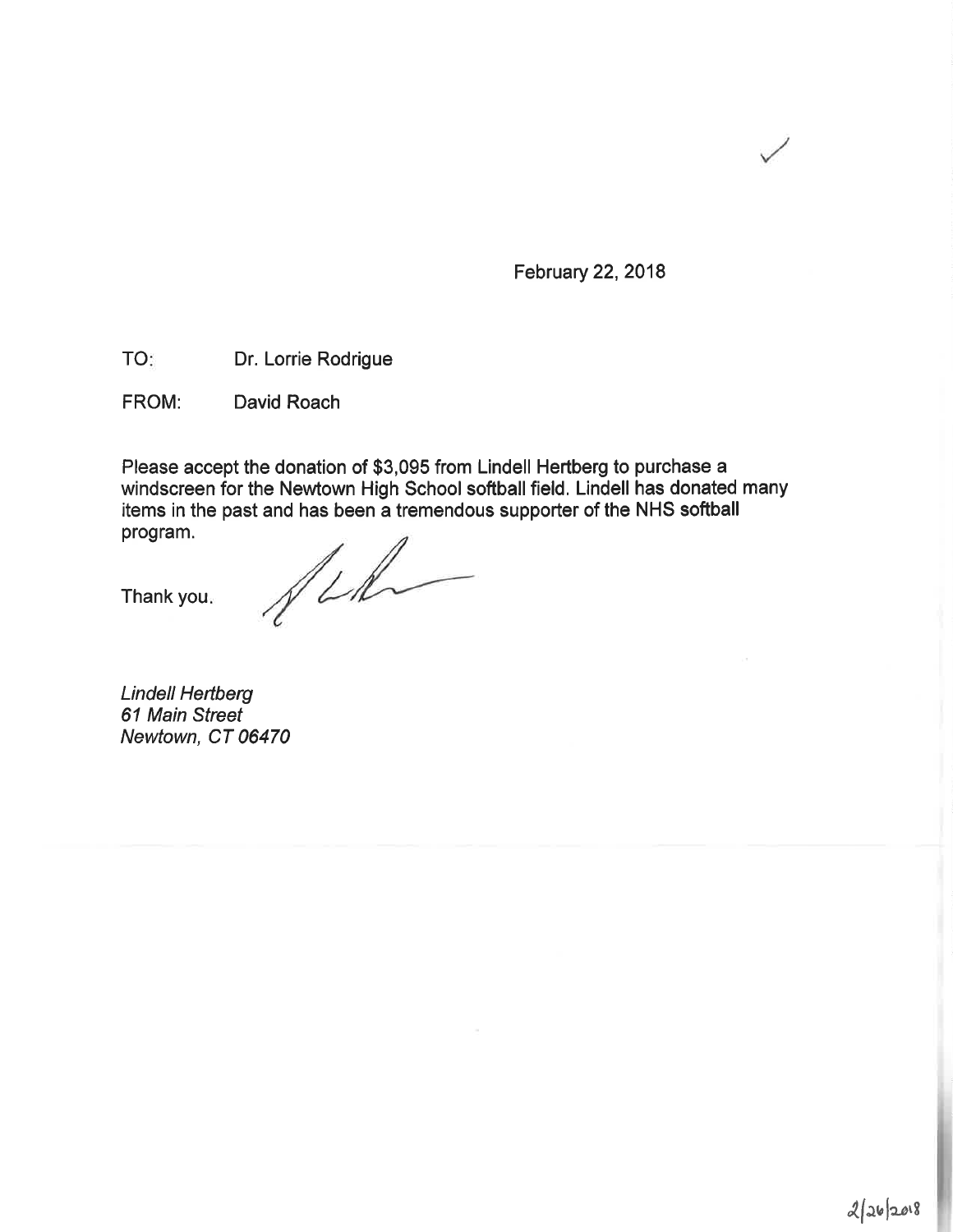✓

February 22, 2018

TO: Dr. Lorrie Rodrigue

FROM: David Roach

Please accept the donation of $3,095 from Lindell Hertberg to purchase a windscreen for the Newtown High School softball field. Lindell has donated many items in the past and has been a tremendous supporter of the NHS softball program.

Thank you.

*Lindell Hertberg*
*61 Main Street*
*Newtown, CT 06470*

2/26/2018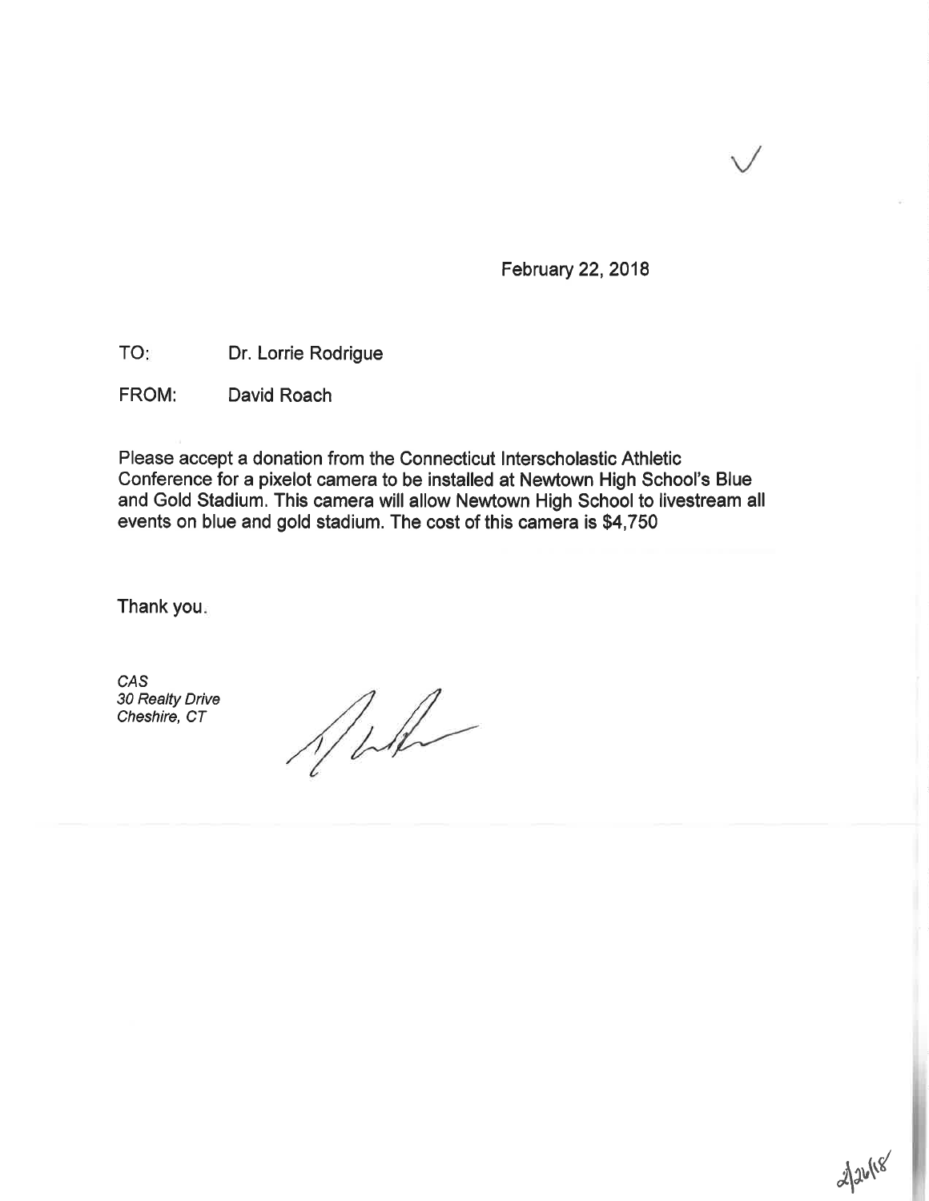February 22, 2018

TO: Dr. Lorrie Rodrigue

FROM: David Roach

Please accept a donation from the Connecticut Interscholastic Athletic Conference for a pixelot camera to be installed at Newtown High School's Blue and Gold Stadium. This camera will allow Newtown High School to livestream all events on blue and gold stadium. The cost of this camera is $4,750

Thank you.

*CAS*
*30 Realty Drive*
*Cheshire, CT*

2/26/18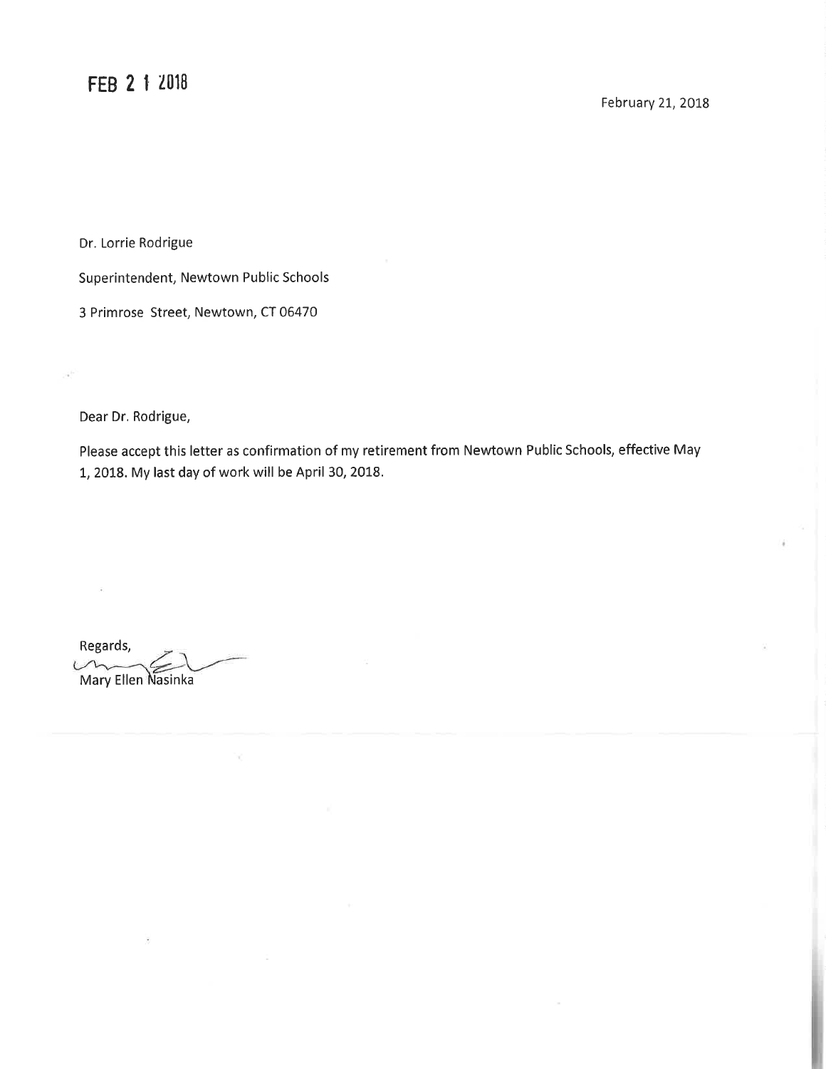FEB 2 1 2018

February 21, 2018

Dr. Lorrie Rodrigue

Superintendent, Newtown Public Schools

3 Primrose Street, Newtown, CT 06470

Dear Dr. Rodrigue,

Please accept this letter as confirmation of my retirement from Newtown Public Schools, effective May 1, 2018. My last day of work will be April 30, 2018.

Regards,

Mary Ellen Nasinka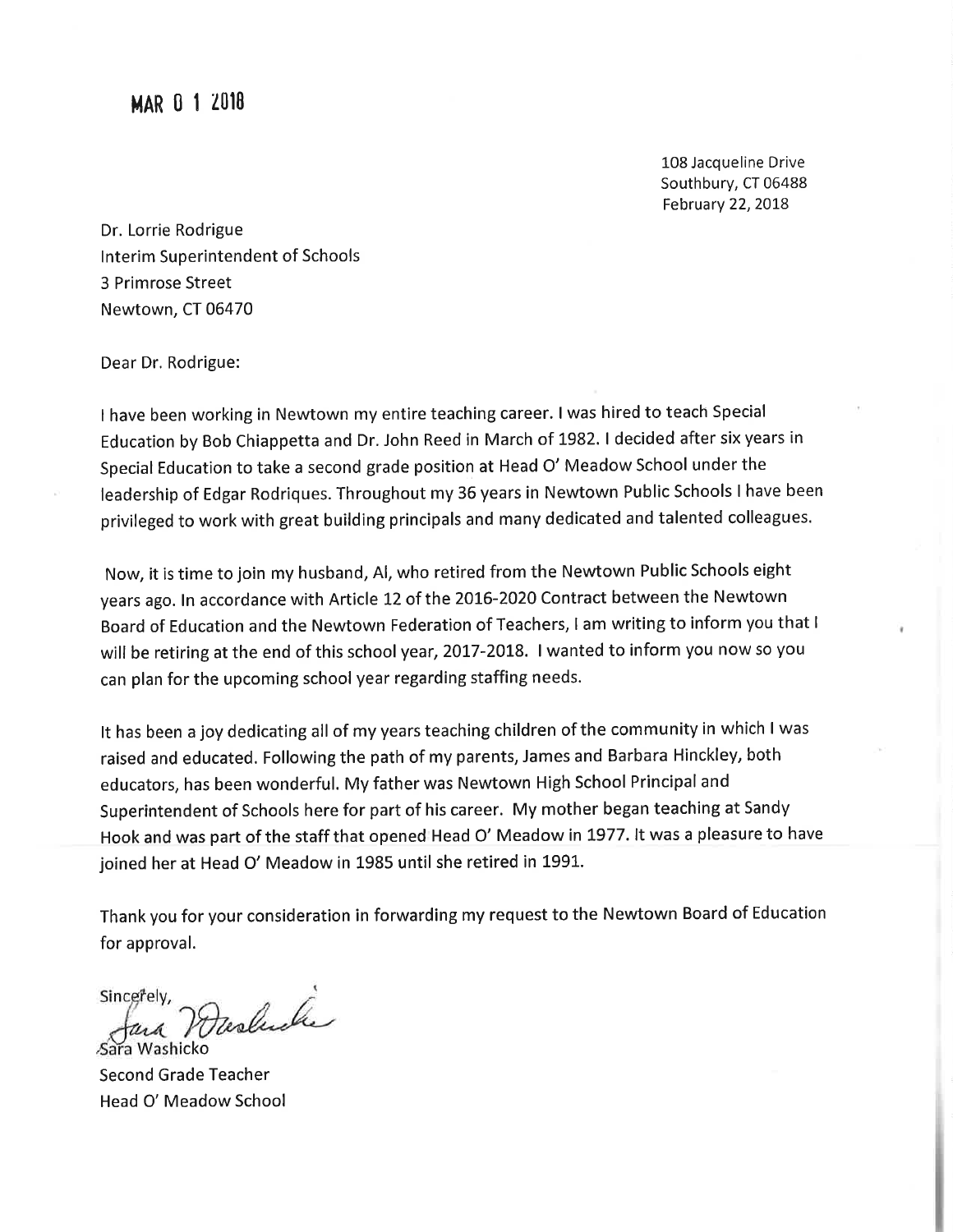MAR 0 1 2018

108 Jacqueline Drive
Southbury, CT 06488
February 22, 2018

Dr. Lorrie Rodrigue
Interim Superintendent of Schools
3 Primrose Street
Newtown, CT 06470

Dear Dr. Rodrigue:

I have been working in Newtown my entire teaching career. I was hired to teach Special Education by Bob Chiappetta and Dr. John Reed in March of 1982. I decided after six years in Special Education to take a second grade position at Head O' Meadow School under the leadership of Edgar Rodriques. Throughout my 36 years in Newtown Public Schools I have been privileged to work with great building principals and many dedicated and talented colleagues.

Now, it is time to join my husband, Al, who retired from the Newtown Public Schools eight years ago. In accordance with Article 12 of the 2016-2020 Contract between the Newtown Board of Education and the Newtown Federation of Teachers, I am writing to inform you that I will be retiring at the end of this school year, 2017-2018. I wanted to inform you now so you can plan for the upcoming school year regarding staffing needs.

It has been a joy dedicating all of my years teaching children of the community in which I was raised and educated. Following the path of my parents, James and Barbara Hinckley, both educators, has been wonderful. My father was Newtown High School Principal and Superintendent of Schools here for part of his career. My mother began teaching at Sandy Hook and was part of the staff that opened Head O' Meadow in 1977. It was a pleasure to have joined her at Head O' Meadow in 1985 until she retired in 1991.

Thank you for your consideration in forwarding my request to the Newtown Board of Education for approval.

Sincerely,

Sara Washicko
Second Grade Teacher
Head O' Meadow School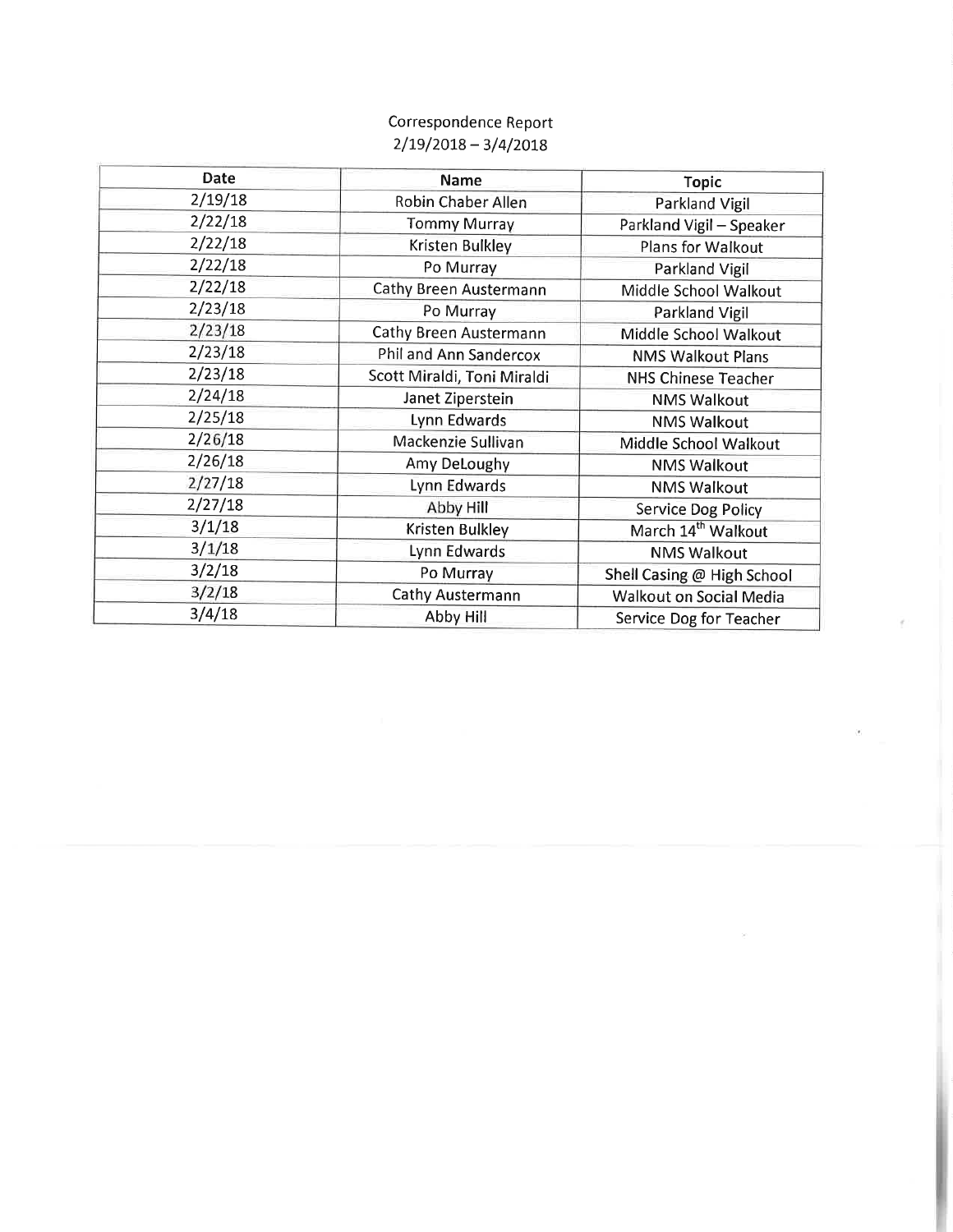# Correspondence Report
## 2/19/2018 – 3/4/2018

| Date | Name | Topic |
|---|---|---|
| 2/19/18 | Robin Chaber Allen | Parkland Vigil |
| 2/22/18 | Tommy Murray | Parkland Vigil – Speaker |
| 2/22/18 | Kristen Bulkley | Plans for Walkout |
| 2/22/18 | Po Murray | Parkland Vigil |
| 2/22/18 | Cathy Breen Austermann | Middle School Walkout |
| 2/23/18 | Po Murray | Parkland Vigil |
| 2/23/18 | Cathy Breen Austermann | Middle School Walkout |
| 2/23/18 | Phil and Ann Sandercox | NMS Walkout Plans |
| 2/23/18 | Scott Miraldi, Toni Miraldi | NHS Chinese Teacher |
| 2/24/18 | Janet Ziperstein | NMS Walkout |
| 2/25/18 | Lynn Edwards | NMS Walkout |
| 2/26/18 | Mackenzie Sullivan | Middle School Walkout |
| 2/26/18 | Amy DeLoughy | NMS Walkout |
| 2/27/18 | Lynn Edwards | NMS Walkout |
| 2/27/18 | Abby Hill | Service Dog Policy |
| 3/1/18 | Kristen Bulkley | March 14th Walkout |
| 3/1/18 | Lynn Edwards | NMS Walkout |
| 3/2/18 | Po Murray | Shell Casing @ High School |
| 3/2/18 | Cathy Austermann | Walkout on Social Media |
| 3/4/18 | Abby Hill | Service Dog for Teacher |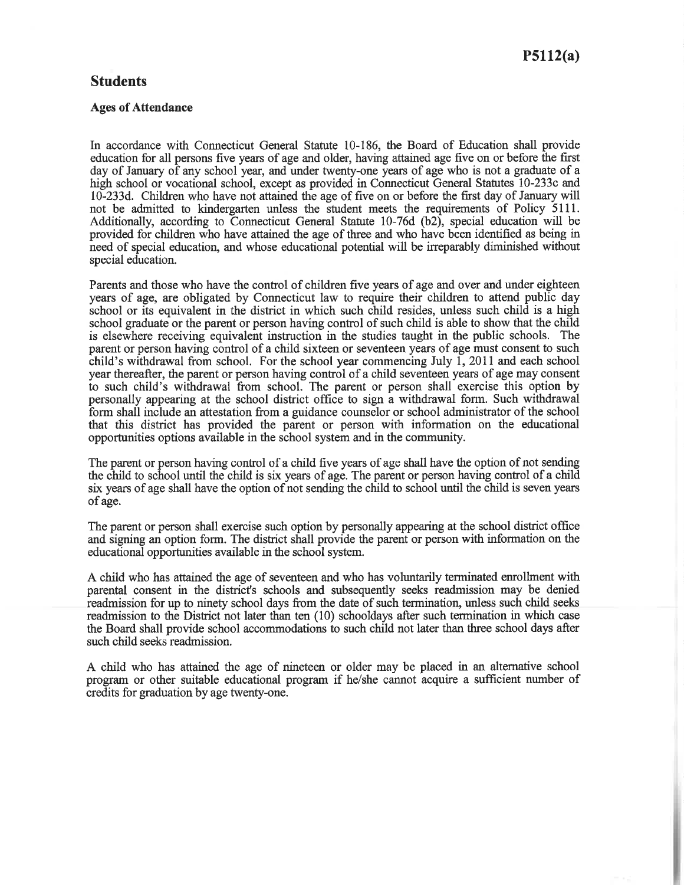P5112(a)

## Students

### Ages of Attendance

In accordance with Connecticut General Statute 10-186, the Board of Education shall provide education for all persons five years of age and older, having attained age five on or before the first day of January of any school year, and under twenty-one years of age who is not a graduate of a high school or vocational school, except as provided in Connecticut General Statutes 10-233c and 10-233d. Children who have not attained the age of five on or before the first day of January will not be admitted to kindergarten unless the student meets the requirements of Policy 5111. Additionally, according to Connecticut General Statute 10-76d (b2), special education will be provided for children who have attained the age of three and who have been identified as being in need of special education, and whose educational potential will be irreparably diminished without special education.

Parents and those who have the control of children five years of age and over and under eighteen years of age, are obligated by Connecticut law to require their children to attend public day school or its equivalent in the district in which such child resides, unless such child is a high school graduate or the parent or person having control of such child is able to show that the child is elsewhere receiving equivalent instruction in the studies taught in the public schools. The parent or person having control of a child sixteen or seventeen years of age must consent to such child's withdrawal from school. For the school year commencing July 1, 2011 and each school year thereafter, the parent or person having control of a child seventeen years of age may consent to such child's withdrawal from school. The parent or person shall exercise this option by personally appearing at the school district office to sign a withdrawal form. Such withdrawal form shall include an attestation from a guidance counselor or school administrator of the school that this district has provided the parent or person with information on the educational opportunities options available in the school system and in the community.

The parent or person having control of a child five years of age shall have the option of not sending the child to school until the child is six years of age. The parent or person having control of a child six years of age shall have the option of not sending the child to school until the child is seven years of age.

The parent or person shall exercise such option by personally appearing at the school district office and signing an option form. The district shall provide the parent or person with information on the educational opportunities available in the school system.

A child who has attained the age of seventeen and who has voluntarily terminated enrollment with parental consent in the district's schools and subsequently seeks readmission may be denied readmission for up to ninety school days from the date of such termination, unless such child seeks readmission to the District not later than ten (10) schooldays after such termination in which case the Board shall provide school accommodations to such child not later than three school days after such child seeks readmission.

A child who has attained the age of nineteen or older may be placed in an alternative school program or other suitable educational program if he/she cannot acquire a sufficient number of credits for graduation by age twenty-one.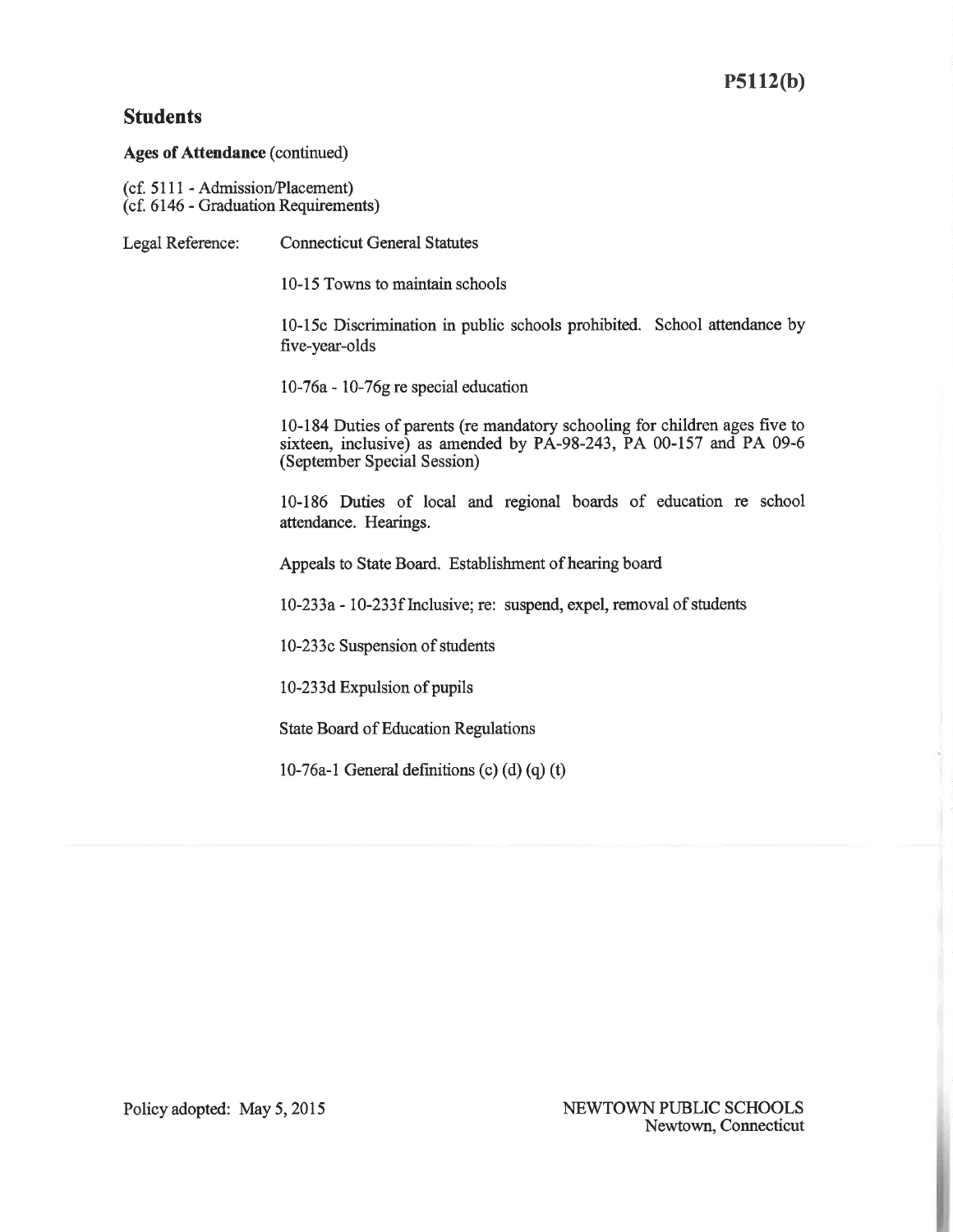P5112(b)

## Students

**Ages of Attendance** (continued)

(cf. 5111 - Admission/Placement)
(cf. 6146 - Graduation Requirements)

Legal Reference: Connecticut General Statutes

10-15 Towns to maintain schools

10-15c Discrimination in public schools prohibited. School attendance by five-year-olds

10-76a - 10-76g re special education

10-184 Duties of parents (re mandatory schooling for children ages five to sixteen, inclusive) as amended by PA-98-243, PA 00-157 and PA 09-6 (September Special Session)

10-186 Duties of local and regional boards of education re school attendance. Hearings.

Appeals to State Board. Establishment of hearing board

10-233a - 10-233f Inclusive; re: suspend, expel, removal of students

10-233c Suspension of students

10-233d Expulsion of pupils

State Board of Education Regulations

10-76a-1 General definitions (c) (d) (q) (t)

Policy adopted: May 5, 2015

NEWTOWN PUBLIC SCHOOLS
Newtown, Connecticut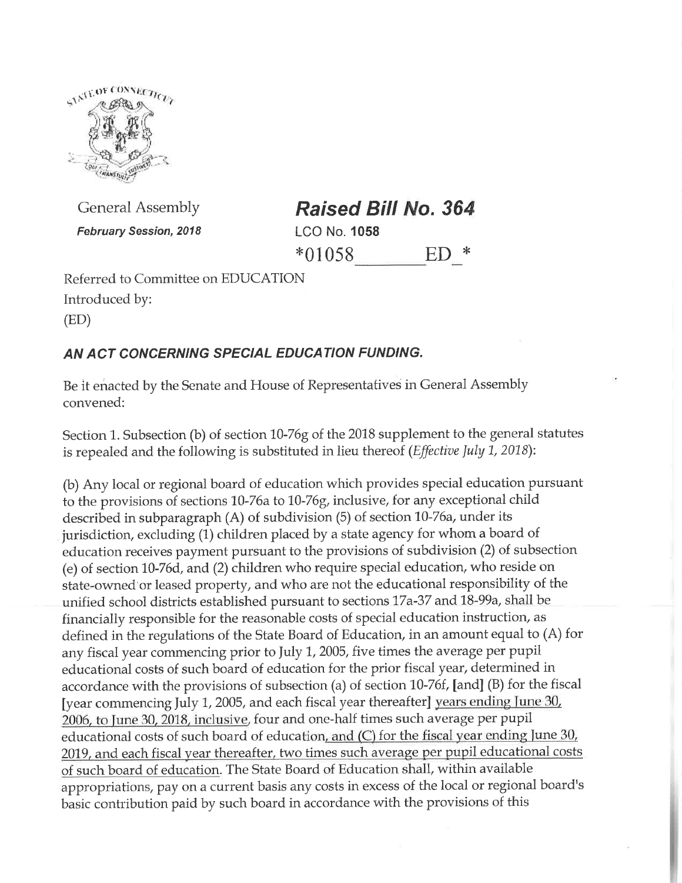General Assembly

***February Session, 2018***

## ***Raised Bill No. 364***

LCO No. **1058**

*01058_____ED_*

Referred to Committee on EDUCATION

Introduced by:

(ED)

### ***AN ACT CONCERNING SPECIAL EDUCATION FUNDING.***

Be it enacted by the Senate and House of Representatives in General Assembly convened:

Section 1. Subsection (b) of section 10-76g of the 2018 supplement to the general statutes is repealed and the following is substituted in lieu thereof (*Effective July 1, 2018*):

(b) Any local or regional board of education which provides special education pursuant to the provisions of sections 10-76a to 10-76g, inclusive, for any exceptional child described in subparagraph (A) of subdivision (5) of section 10-76a, under its jurisdiction, excluding (1) children placed by a state agency for whom a board of education receives payment pursuant to the provisions of subdivision (2) of subsection (e) of section 10-76d, and (2) children who require special education, who reside on state-owned or leased property, and who are not the educational responsibility of the unified school districts established pursuant to sections 17a-37 and 18-99a, shall be financially responsible for the reasonable costs of special education instruction, as defined in the regulations of the State Board of Education, in an amount equal to (A) for any fiscal year commencing prior to July 1, 2005, five times the average per pupil educational costs of such board of education for the prior fiscal year, determined in accordance with the provisions of subsection (a) of section 10-76f, [and] (B) for the fiscal [year commencing July 1, 2005, and each fiscal year thereafter] years ending June 30, 2006, to June 30, 2018, inclusive, four and one-half times such average per pupil educational costs of such board of education, and (C) for the fiscal year ending June 30, 2019, and each fiscal year thereafter, two times such average per pupil educational costs of such board of education. The State Board of Education shall, within available appropriations, pay on a current basis any costs in excess of the local or regional board's basic contribution paid by such board in accordance with the provisions of this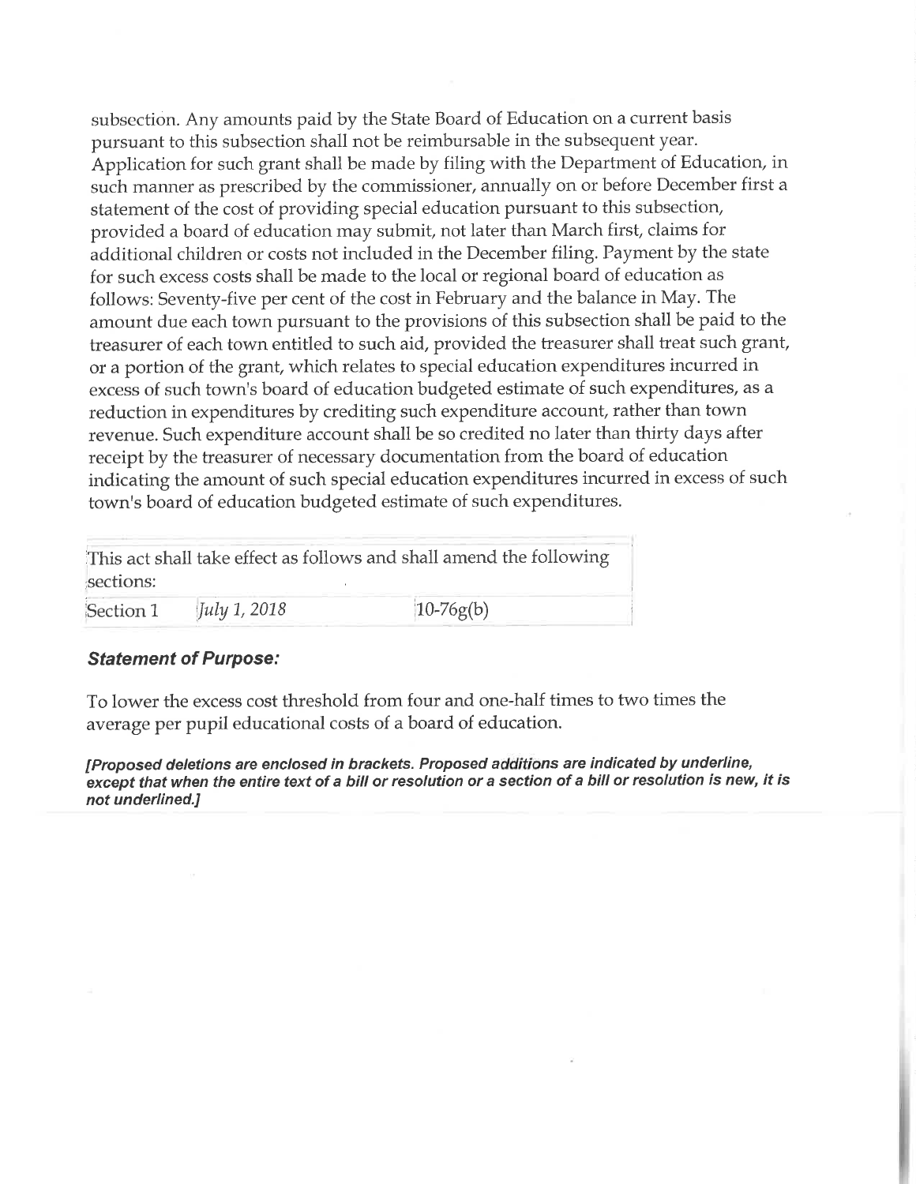subsection. Any amounts paid by the State Board of Education on a current basis pursuant to this subsection shall not be reimbursable in the subsequent year. Application for such grant shall be made by filing with the Department of Education, in such manner as prescribed by the commissioner, annually on or before December first a statement of the cost of providing special education pursuant to this subsection, provided a board of education may submit, not later than March first, claims for additional children or costs not included in the December filing. Payment by the state for such excess costs shall be made to the local or regional board of education as follows: Seventy-five per cent of the cost in February and the balance in May. The amount due each town pursuant to the provisions of this subsection shall be paid to the treasurer of each town entitled to such aid, provided the treasurer shall treat such grant, or a portion of the grant, which relates to special education expenditures incurred in excess of such town's board of education budgeted estimate of such expenditures, as a reduction in expenditures by crediting such expenditure account, rather than town revenue. Such expenditure account shall be so credited no later than thirty days after receipt by the treasurer of necessary documentation from the board of education indicating the amount of such special education expenditures incurred in excess of such town's board of education budgeted estimate of such expenditures.

| This act shall take effect as follows and shall amend the following sections: | | |
|---|---|---|
| Section 1 | *July 1, 2018* | 10-76g(b) |

### *Statement of Purpose:*

To lower the excess cost threshold from four and one-half times to two times the average per pupil educational costs of a board of education.

***[Proposed deletions are enclosed in brackets. Proposed additions are indicated by underline, except that when the entire text of a bill or resolution or a section of a bill or resolution is new, it is not underlined.]***